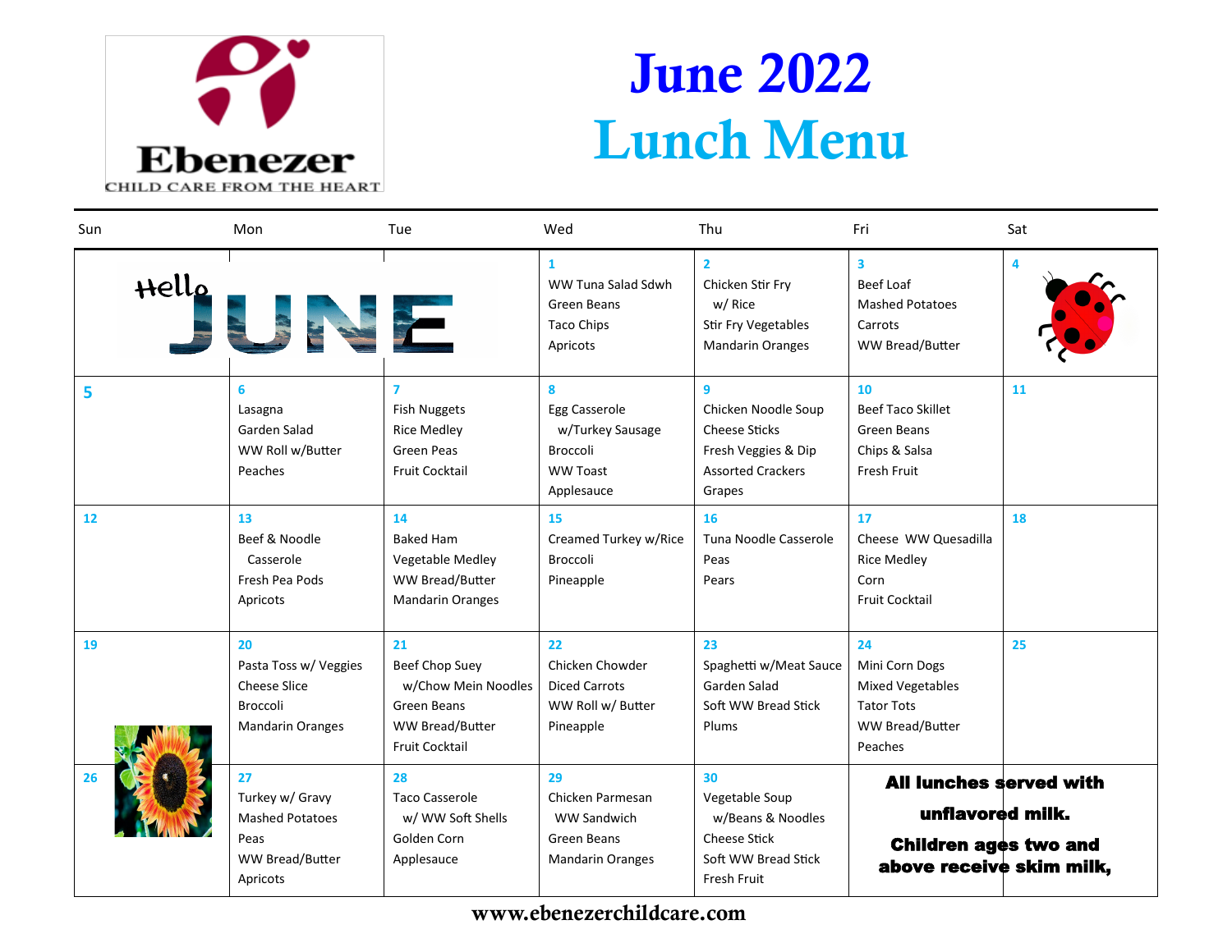Ebenezer

CHILD CARE FROM THE HEART

# June 2022 Lunch Menu

| Sun | Mon | Tue | Wed | Thu | Fri | Sat |
|---|---|---|---|---|---|---|
| Hello JUNE | | | **1** WW Tuna Salad Sdwh<br>Green Beans<br>Taco Chips<br>Apricots | **2** Chicken Stir Fry w/ Rice<br>Stir Fry Vegetables<br>Mandarin Oranges | **3** Beef Loaf<br>Mashed Potatoes<br>Carrots<br>WW Bread/Butter | **4** |
| **5** | **6** Lasagna<br>Garden Salad<br>WW Roll w/Butter<br>Peaches | **7** Fish Nuggets<br>Rice Medley<br>Green Peas<br>Fruit Cocktail | **8** Egg Casserole w/Turkey Sausage<br>Broccoli<br>WW Toast<br>Applesauce | **9** Chicken Noodle Soup<br>Cheese Sticks<br>Fresh Veggies & Dip<br>Assorted Crackers<br>Grapes | **10** Beef Taco Skillet<br>Green Beans<br>Chips & Salsa<br>Fresh Fruit | **11** |
| **12** | **13** Beef & Noodle Casserole<br>Fresh Pea Pods<br>Apricots | **14** Baked Ham<br>Vegetable Medley<br>WW Bread/Butter<br>Mandarin Oranges | **15** Creamed Turkey w/Rice<br>Broccoli<br>Pineapple | **16** Tuna Noodle Casserole<br>Peas<br>Pears | **17** Cheese WW Quesadilla<br>Rice Medley<br>Corn<br>Fruit Cocktail | **18** |
| **19** | **20** Pasta Toss w/ Veggies<br>Cheese Slice<br>Broccoli<br>Mandarin Oranges | **21** Beef Chop Suey w/Chow Mein Noodles<br>Green Beans<br>WW Bread/Butter<br>Fruit Cocktail | **22** Chicken Chowder<br>Diced Carrots<br>WW Roll w/ Butter<br>Pineapple | **23** Spaghetti w/Meat Sauce<br>Garden Salad<br>Soft WW Bread Stick<br>Plums | **24** Mini Corn Dogs<br>Mixed Vegetables<br>Tator Tots<br>WW Bread/Butter<br>Peaches | **25** |
| **26** | **27** Turkey w/ Gravy<br>Mashed Potatoes<br>Peas<br>WW Bread/Butter<br>Apricots | **28** Taco Casserole w/ WW Soft Shells<br>Golden Corn<br>Applesauce | **29** Chicken Parmesan WW Sandwich<br>Green Beans<br>Mandarin Oranges | **30** Vegetable Soup w/Beans & Noodles<br>Cheese Stick<br>Soft WW Bread Stick<br>Fresh Fruit | **All lunches served with unflavored milk. Children ages two and above receive skim milk,** | |

www.ebenezerchildcare.com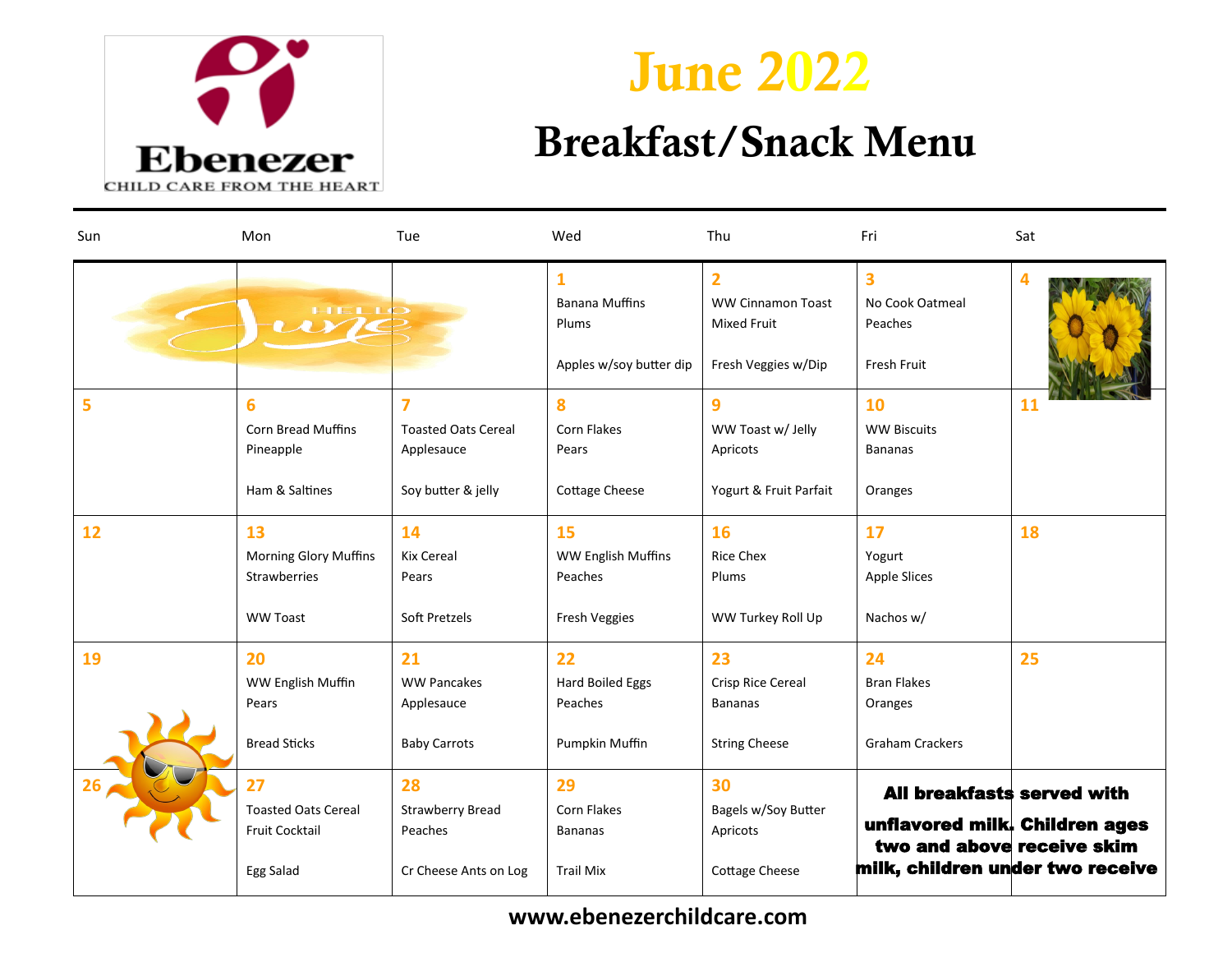Ebenezer
CHILD CARE FROM THE HEART

# June 2022

## Breakfast/Snack Menu

| Sun | Mon | Tue | Wed | Thu | Fri | Sat |
|---|---|---|---|---|---|---|
| | | | 1<br>Banana Muffins<br>Plums<br><br>Apples w/soy butter dip | 2<br>WW Cinnamon Toast<br>Mixed Fruit<br><br>Fresh Veggies w/Dip | 3<br>No Cook Oatmeal<br>Peaches<br><br>Fresh Fruit | 4 |
| 5 | 6<br>Corn Bread Muffins<br>Pineapple<br><br>Ham & Saltines | 7<br>Toasted Oats Cereal<br>Applesauce<br><br>Soy butter & jelly | 8<br>Corn Flakes<br>Pears<br><br>Cottage Cheese | 9<br>WW Toast w/ Jelly<br>Apricots<br><br>Yogurt & Fruit Parfait | 10<br>WW Biscuits<br>Bananas<br><br>Oranges | 11 |
| 12 | 13<br>Morning Glory Muffins<br>Strawberries<br><br>WW Toast | 14<br>Kix Cereal<br>Pears<br><br>Soft Pretzels | 15<br>WW English Muffins<br>Peaches<br><br>Fresh Veggies | 16<br>Rice Chex<br>Plums<br><br>WW Turkey Roll Up | 17<br>Yogurt<br>Apple Slices<br><br>Nachos w/ | 18 |
| 19 | 20<br>WW English Muffin<br>Pears<br><br>Bread Sticks | 21<br>WW Pancakes<br>Applesauce<br><br>Baby Carrots | 22<br>Hard Boiled Eggs<br>Peaches<br><br>Pumpkin Muffin | 23<br>Crisp Rice Cereal<br>Bananas<br><br>String Cheese | 24<br>Bran Flakes<br>Oranges<br><br>Graham Crackers | 25 |
| 26 | 27<br>Toasted Oats Cereal<br>Fruit Cocktail<br><br>Egg Salad | 28<br>Strawberry Bread<br>Peaches<br><br>Cr Cheese Ants on Log | 29<br>Corn Flakes<br>Bananas<br><br>Trail Mix | 30<br>Bagels w/Soy Butter<br>Apricots<br><br>Cottage Cheese | **All breakfasts served with unflavored milk. Children ages two and above receive skim milk, children under two receive** | |

**www.ebenezerchildcare.com**